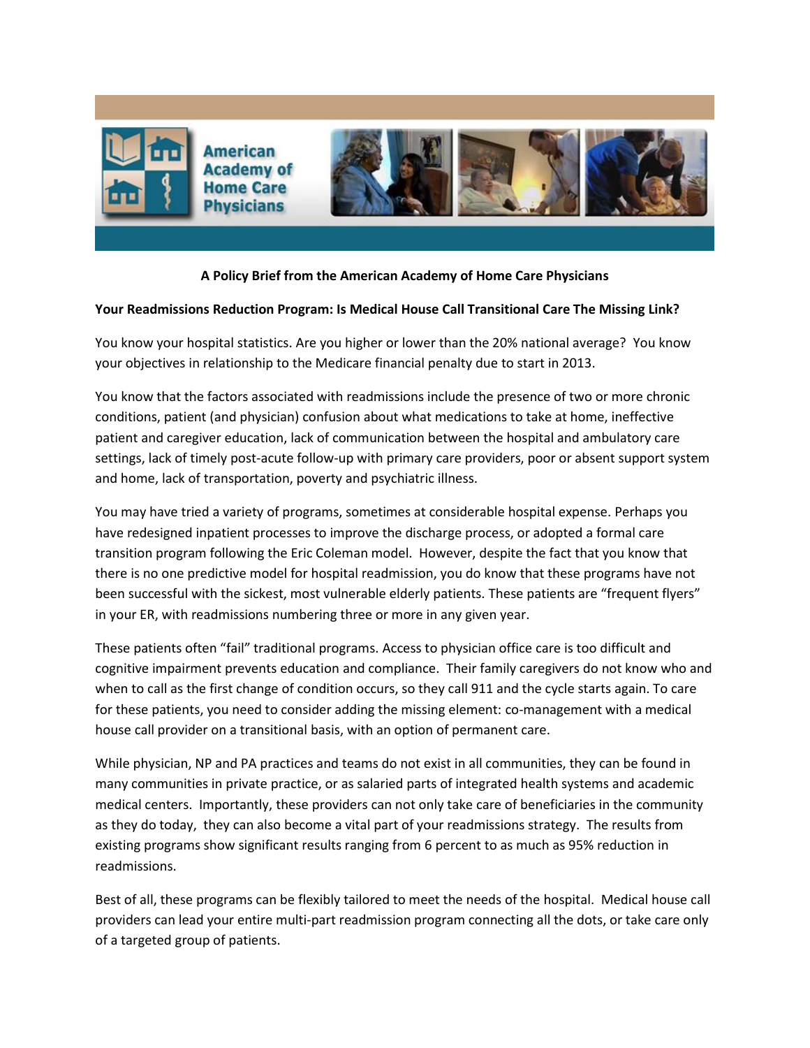**American Academy of Home Care Physicians**

**A Policy Brief from the American Academy of Home Care Physicians**

**Your Readmissions Reduction Program: Is Medical House Call Transitional Care The Missing Link?**

You know your hospital statistics. Are you higher or lower than the 20% national average? You know your objectives in relationship to the Medicare financial penalty due to start in 2013.

You know that the factors associated with readmissions include the presence of two or more chronic conditions, patient (and physician) confusion about what medications to take at home, ineffective patient and caregiver education, lack of communication between the hospital and ambulatory care settings, lack of timely post-acute follow-up with primary care providers, poor or absent support system and home, lack of transportation, poverty and psychiatric illness.

You may have tried a variety of programs, sometimes at considerable hospital expense. Perhaps you have redesigned inpatient processes to improve the discharge process, or adopted a formal care transition program following the Eric Coleman model. However, despite the fact that you know that there is no one predictive model for hospital readmission, you do know that these programs have not been successful with the sickest, most vulnerable elderly patients. These patients are "frequent flyers" in your ER, with readmissions numbering three or more in any given year.

These patients often "fail" traditional programs. Access to physician office care is too difficult and cognitive impairment prevents education and compliance. Their family caregivers do not know who and when to call as the first change of condition occurs, so they call 911 and the cycle starts again. To care for these patients, you need to consider adding the missing element: co-management with a medical house call provider on a transitional basis, with an option of permanent care.

While physician, NP and PA practices and teams do not exist in all communities, they can be found in many communities in private practice, or as salaried parts of integrated health systems and academic medical centers. Importantly, these providers can not only take care of beneficiaries in the community as they do today, they can also become a vital part of your readmissions strategy. The results from existing programs show significant results ranging from 6 percent to as much as 95% reduction in readmissions.

Best of all, these programs can be flexibly tailored to meet the needs of the hospital. Medical house call providers can lead your entire multi-part readmission program connecting all the dots, or take care only of a targeted group of patients.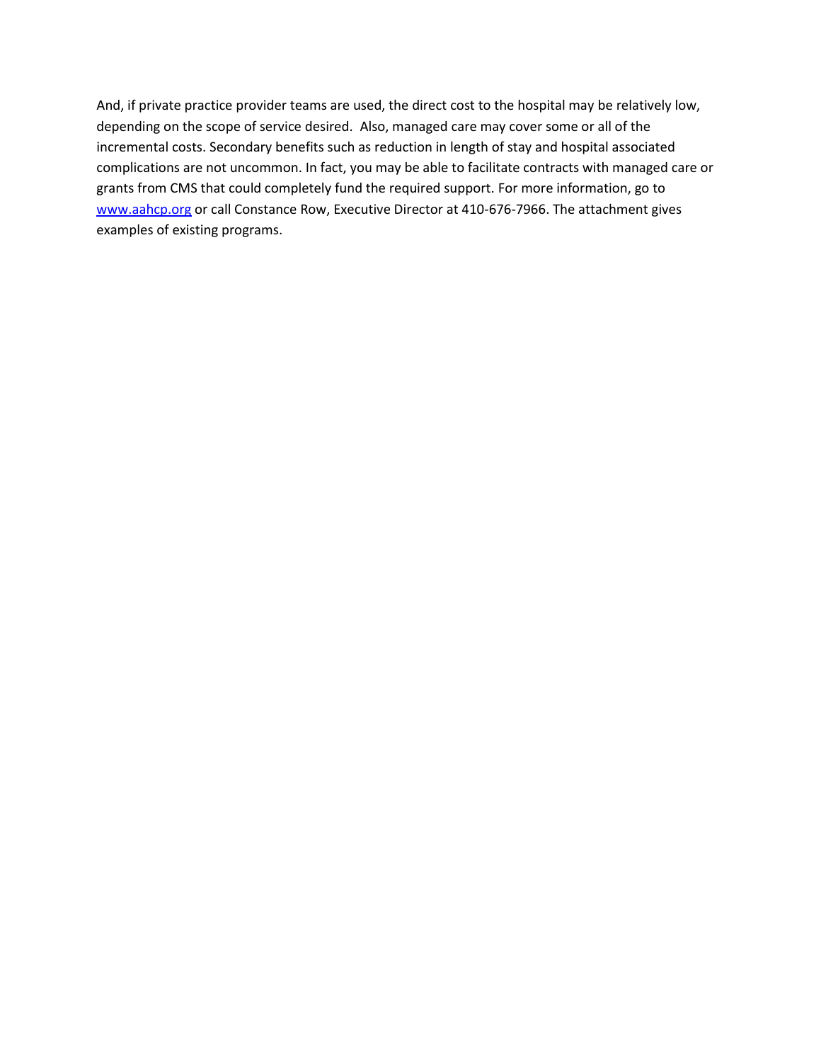And, if private practice provider teams are used, the direct cost to the hospital may be relatively low, depending on the scope of service desired.  Also, managed care may cover some or all of the incremental costs. Secondary benefits such as reduction in length of stay and hospital associated complications are not uncommon. In fact, you may be able to facilitate contracts with managed care or grants from CMS that could completely fund the required support. For more information, go to [www.aahcp.org](http://www.aahcp.org) or call Constance Row, Executive Director at 410-676-7966. The attachment gives examples of existing programs.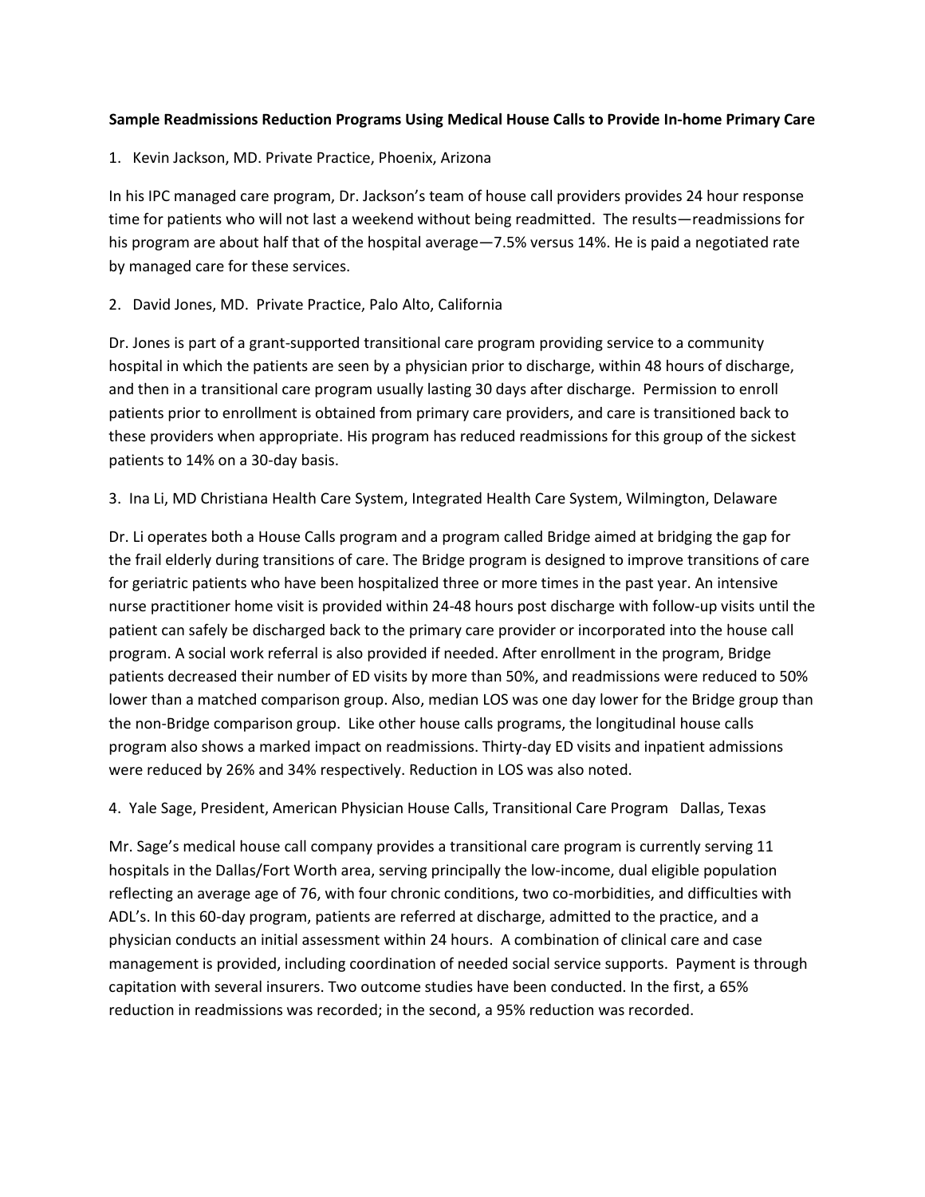**Sample Readmissions Reduction Programs Using Medical House Calls to Provide In-home Primary Care**

1. Kevin Jackson, MD. Private Practice, Phoenix, Arizona

In his IPC managed care program, Dr. Jackson's team of house call providers provides 24 hour response time for patients who will not last a weekend without being readmitted. The results—readmissions for his program are about half that of the hospital average—7.5% versus 14%. He is paid a negotiated rate by managed care for these services.

2. David Jones, MD. Private Practice, Palo Alto, California

Dr. Jones is part of a grant-supported transitional care program providing service to a community hospital in which the patients are seen by a physician prior to discharge, within 48 hours of discharge, and then in a transitional care program usually lasting 30 days after discharge. Permission to enroll patients prior to enrollment is obtained from primary care providers, and care is transitioned back to these providers when appropriate. His program has reduced readmissions for this group of the sickest patients to 14% on a 30-day basis.

3. Ina Li, MD Christiana Health Care System, Integrated Health Care System, Wilmington, Delaware

Dr. Li operates both a House Calls program and a program called Bridge aimed at bridging the gap for the frail elderly during transitions of care. The Bridge program is designed to improve transitions of care for geriatric patients who have been hospitalized three or more times in the past year. An intensive nurse practitioner home visit is provided within 24-48 hours post discharge with follow-up visits until the patient can safely be discharged back to the primary care provider or incorporated into the house call program. A social work referral is also provided if needed. After enrollment in the program, Bridge patients decreased their number of ED visits by more than 50%, and readmissions were reduced to 50% lower than a matched comparison group. Also, median LOS was one day lower for the Bridge group than the non-Bridge comparison group. Like other house calls programs, the longitudinal house calls program also shows a marked impact on readmissions. Thirty-day ED visits and inpatient admissions were reduced by 26% and 34% respectively. Reduction in LOS was also noted.

4. Yale Sage, President, American Physician House Calls, Transitional Care Program Dallas, Texas

Mr. Sage's medical house call company provides a transitional care program is currently serving 11 hospitals in the Dallas/Fort Worth area, serving principally the low-income, dual eligible population reflecting an average age of 76, with four chronic conditions, two co-morbidities, and difficulties with ADL's. In this 60-day program, patients are referred at discharge, admitted to the practice, and a physician conducts an initial assessment within 24 hours. A combination of clinical care and case management is provided, including coordination of needed social service supports. Payment is through capitation with several insurers. Two outcome studies have been conducted. In the first, a 65% reduction in readmissions was recorded; in the second, a 95% reduction was recorded.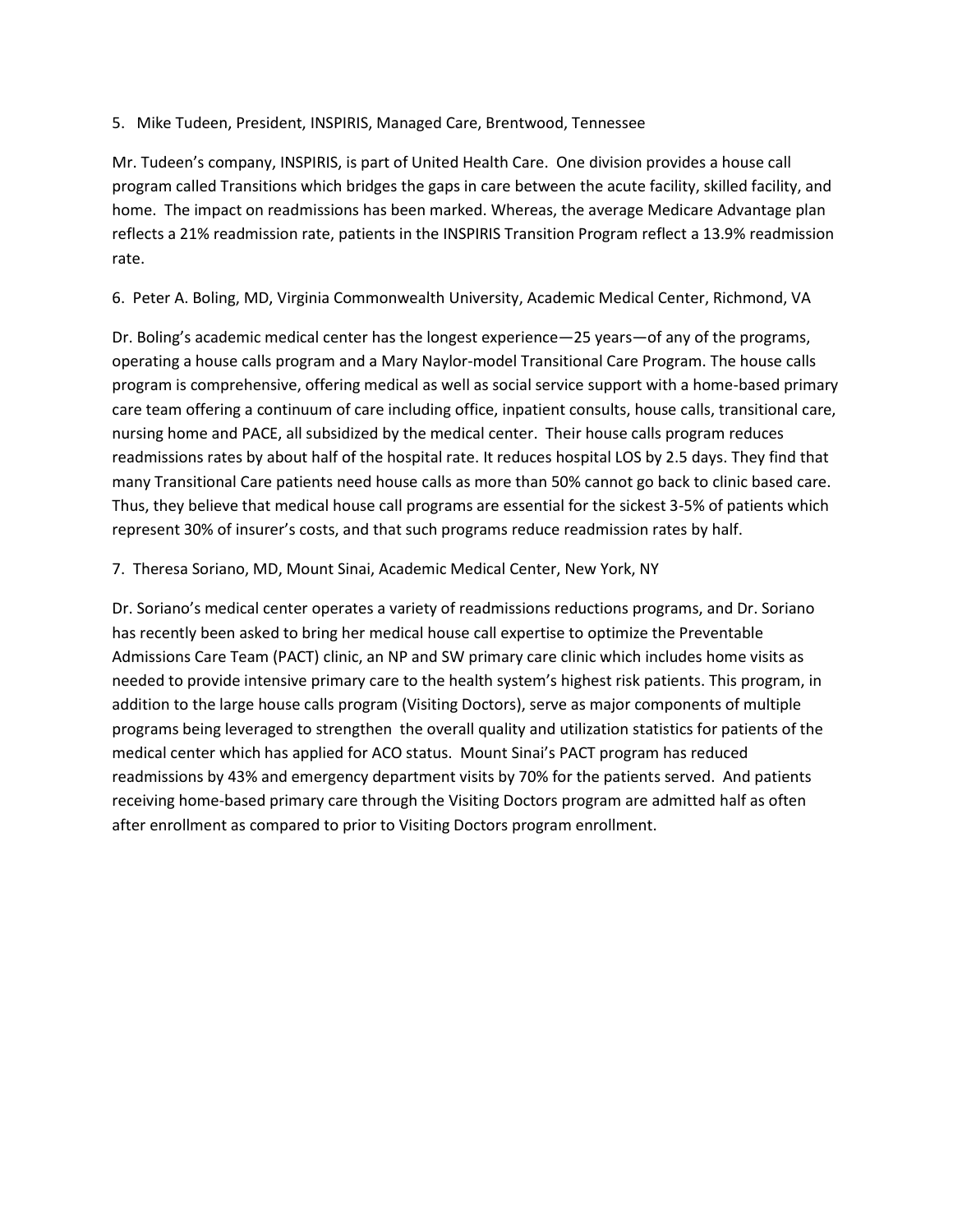5. Mike Tudeen, President, INSPIRIS, Managed Care, Brentwood, Tennessee

Mr. Tudeen's company, INSPIRIS, is part of United Health Care. One division provides a house call program called Transitions which bridges the gaps in care between the acute facility, skilled facility, and home. The impact on readmissions has been marked. Whereas, the average Medicare Advantage plan reflects a 21% readmission rate, patients in the INSPIRIS Transition Program reflect a 13.9% readmission rate.

6. Peter A. Boling, MD, Virginia Commonwealth University, Academic Medical Center, Richmond, VA

Dr. Boling's academic medical center has the longest experience—25 years—of any of the programs, operating a house calls program and a Mary Naylor-model Transitional Care Program. The house calls program is comprehensive, offering medical as well as social service support with a home-based primary care team offering a continuum of care including office, inpatient consults, house calls, transitional care, nursing home and PACE, all subsidized by the medical center. Their house calls program reduces readmissions rates by about half of the hospital rate. It reduces hospital LOS by 2.5 days. They find that many Transitional Care patients need house calls as more than 50% cannot go back to clinic based care. Thus, they believe that medical house call programs are essential for the sickest 3-5% of patients which represent 30% of insurer's costs, and that such programs reduce readmission rates by half.

7. Theresa Soriano, MD, Mount Sinai, Academic Medical Center, New York, NY

Dr. Soriano's medical center operates a variety of readmissions reductions programs, and Dr. Soriano has recently been asked to bring her medical house call expertise to optimize the Preventable Admissions Care Team (PACT) clinic, an NP and SW primary care clinic which includes home visits as needed to provide intensive primary care to the health system's highest risk patients. This program, in addition to the large house calls program (Visiting Doctors), serve as major components of multiple programs being leveraged to strengthen the overall quality and utilization statistics for patients of the medical center which has applied for ACO status. Mount Sinai's PACT program has reduced readmissions by 43% and emergency department visits by 70% for the patients served. And patients receiving home-based primary care through the Visiting Doctors program are admitted half as often after enrollment as compared to prior to Visiting Doctors program enrollment.